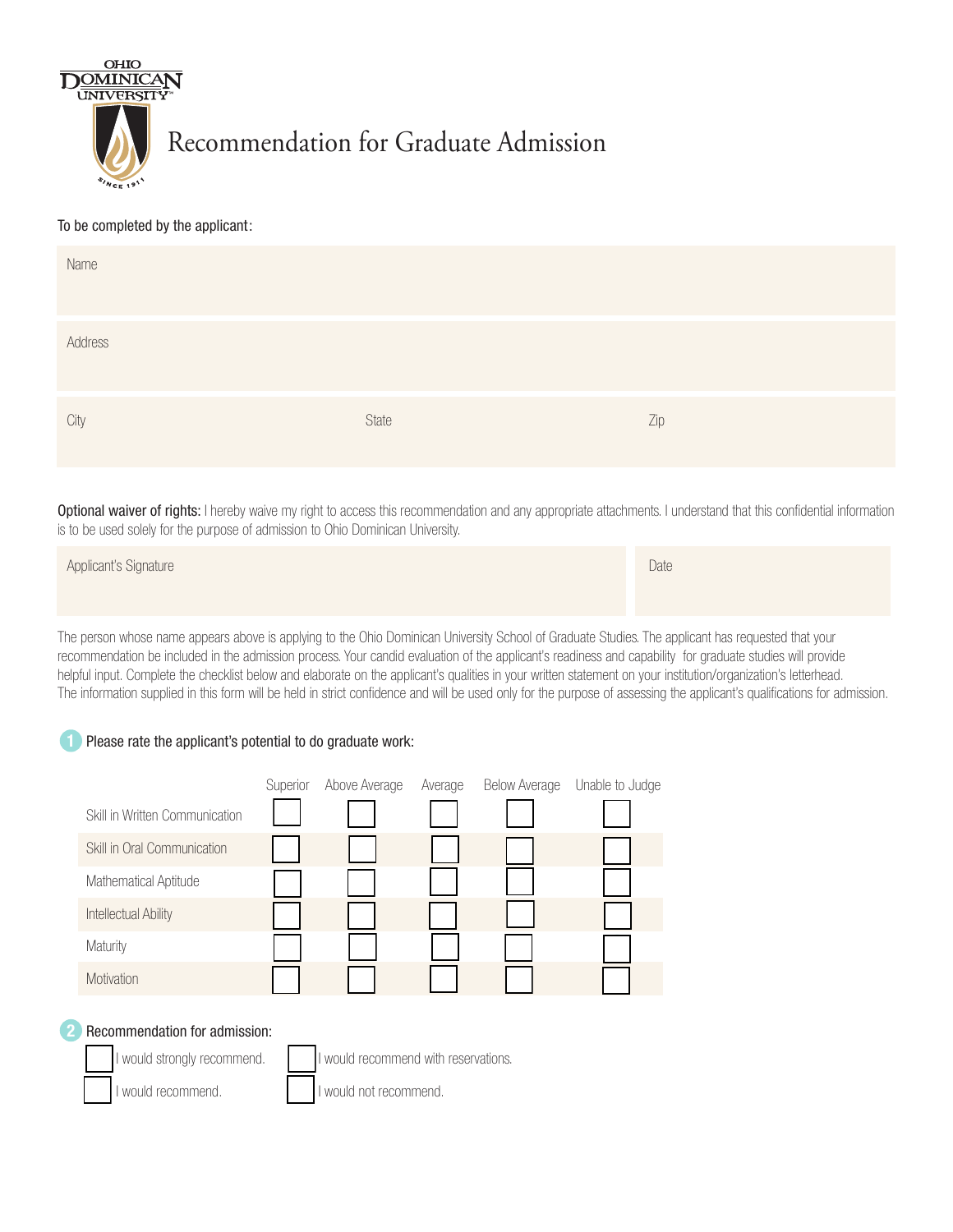OHIO DOMINICAN UNIVERSITY

# Recommendation for Graduate Admission

To be completed by the applicant:

Name

Address

City | State | Zip

**Optional waiver of rights:** I hereby waive my right to access this recommendation and any appropriate attachments. I understand that this confidential information is to be used solely for the purpose of admission to Ohio Dominican University.

Applicant's Signature | Date

The person whose name appears above is applying to the Ohio Dominican University School of Graduate Studies. The applicant has requested that your recommendation be included in the admission process. Your candid evaluation of the applicant's readiness and capability for graduate studies will provide helpful input. Complete the checklist below and elaborate on the applicant's qualities in your written statement on your institution/organization's letterhead. The information supplied in this form will be held in strict confidence and will be used only for the purpose of assessing the applicant's qualifications for admission.

**1** Please rate the applicant's potential to do graduate work:

| | Superior | Above Average | Average | Below Average | Unable to Judge |
|---|---|---|---|---|---|
| Skill in Written Communication | ☐ | ☐ | ☐ | ☐ | ☐ |
| Skill in Oral Communication | ☐ | ☐ | ☐ | ☐ | ☐ |
| Mathematical Aptitude | ☐ | ☐ | ☐ | ☐ | ☐ |
| Intellectual Ability | ☐ | ☐ | ☐ | ☐ | ☐ |
| Maturity | ☐ | ☐ | ☐ | ☐ | ☐ |
| Motivation | ☐ | ☐ | ☐ | ☐ | ☐ |

**2** Recommendation for admission:

- ☐ I would strongly recommend.
- ☐ I would recommend with reservations.
- ☐ I would recommend.
- ☐ I would not recommend.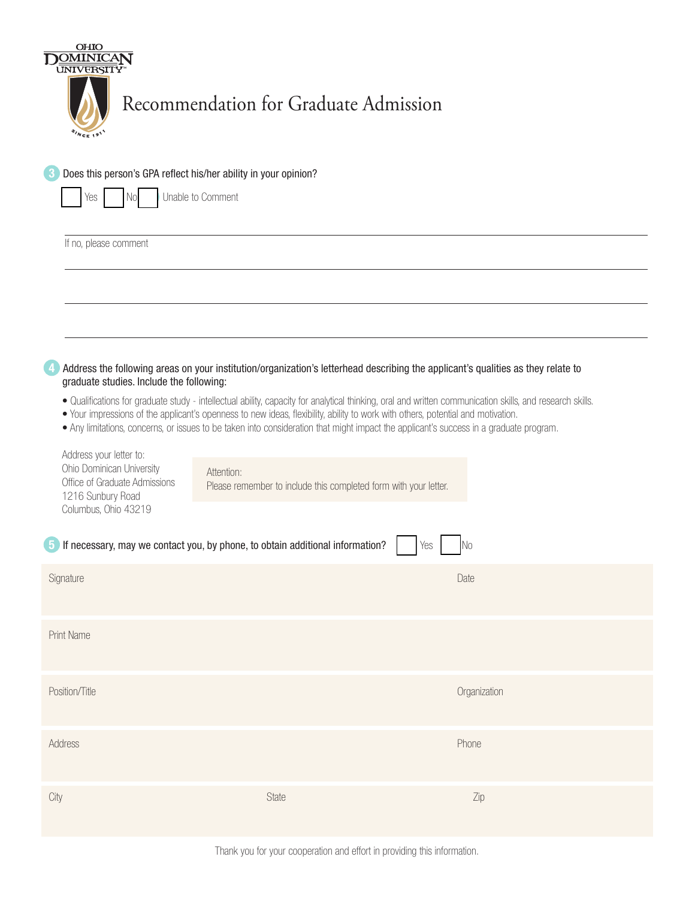# Recommendation for Graduate Admission

**3** Does this person's GPA reflect his/her ability in your opinion?

☐ Yes ☐ No ☐ Unable to Comment

If no, please comment

**4** Address the following areas on your institution/organization's letterhead describing the applicant's qualities as they relate to graduate studies. Include the following:

- Qualifications for graduate study - intellectual ability, capacity for analytical thinking, oral and written communication skills, and research skills.
- Your impressions of the applicant's openness to new ideas, flexibility, ability to work with others, potential and motivation.
- Any limitations, concerns, or issues to be taken into consideration that might impact the applicant's success in a graduate program.

Address your letter to:
Ohio Dominican University
Office of Graduate Admissions
1216 Sunbury Road
Columbus, Ohio 43219

Attention:
Please remember to include this completed form with your letter.

**5** If necessary, may we contact you, by phone, to obtain additional information? ☐ Yes ☐ No

| | | |
|---|---|---|
| Signature | | Date |
| Print Name | | |
| Position/Title | | Organization |
| Address | | Phone |
| City | State | Zip |

Thank you for your cooperation and effort in providing this information.